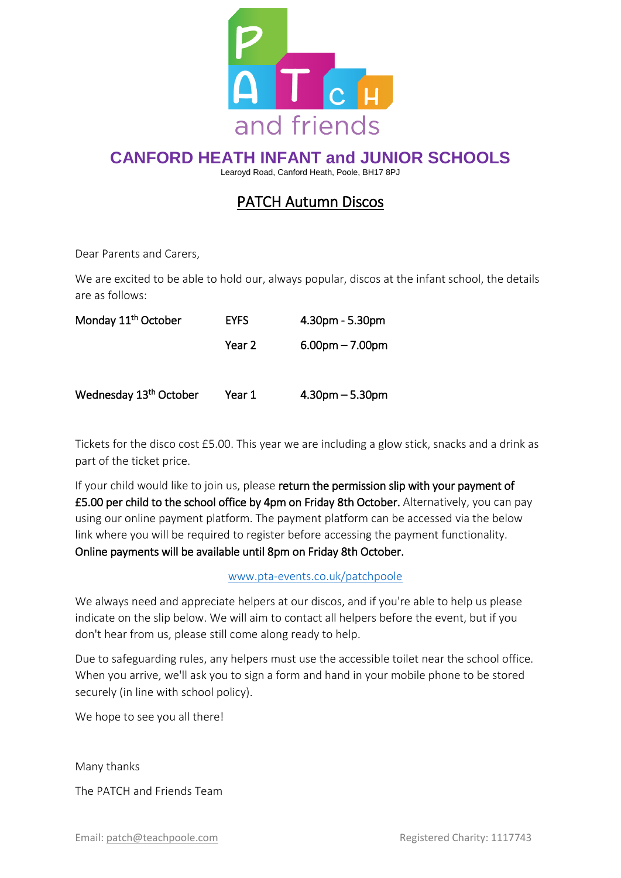PATCH and friends

# CANFORD HEATH INFANT and JUNIOR SCHOOLS

Learoyd Road, Canford Heath, Poole, BH17 8PJ

## PATCH Autumn Discos

Dear Parents and Carers,

We are excited to be able to hold our, always popular, discos at the infant school, the details are as follows:

| | | |
|---|---|---|
| Monday 11th October | EYFS | 4.30pm - 5.30pm |
| | Year 2 | 6.00pm – 7.00pm |
| Wednesday 13th October | Year 1 | 4.30pm – 5.30pm |

Tickets for the disco cost £5.00. This year we are including a glow stick, snacks and a drink as part of the ticket price.

If your child would like to join us, please **return the permission slip with your payment of £5.00 per child to the school office by 4pm on Friday 8th October.** Alternatively, you can pay using our online payment platform. The payment platform can be accessed via the below link where you will be required to register before accessing the payment functionality. **Online payments will be available until 8pm on Friday 8th October.**

www.pta-events.co.uk/patchpoole

We always need and appreciate helpers at our discos, and if you're able to help us please indicate on the slip below. We will aim to contact all helpers before the event, but if you don't hear from us, please still come along ready to help.

Due to safeguarding rules, any helpers must use the accessible toilet near the school office. When you arrive, we'll ask you to sign a form and hand in your mobile phone to be stored securely (in line with school policy).

We hope to see you all there!

Many thanks

The PATCH and Friends Team

Email: patch@teachpoole.com

Registered Charity: 1117743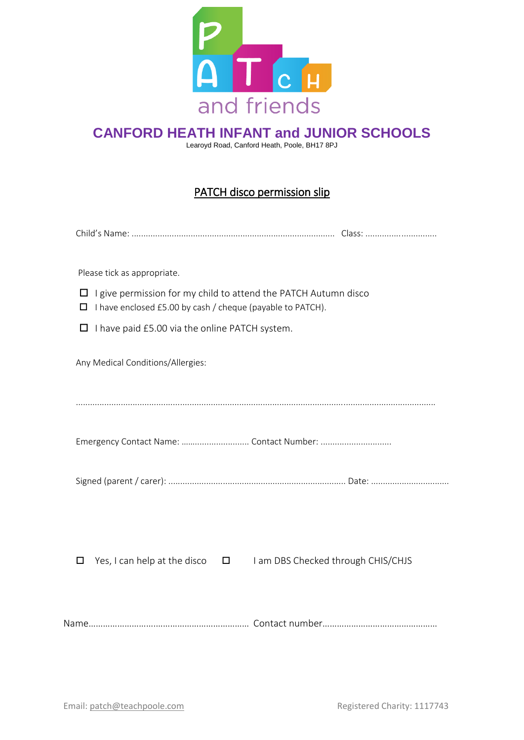PATCH and friends

# CANFORD HEATH INFANT and JUNIOR SCHOOLS

Learoyd Road, Canford Heath, Poole, BH17 8PJ

## PATCH disco permission slip

Child's Name: ..................................................................................... Class: ..............................

Please tick as appropriate.

- ☐ I give permission for my child to attend the PATCH Autumn disco
- ☐ I have enclosed £5.00 by cash / cheque (payable to PATCH).
- ☐ I have paid £5.00 via the online PATCH system.

Any Medical Conditions/Allergies:

.................................................................................................................................................

Emergency Contact Name: ............................ Contact Number: ..............................

Signed (parent / carer): .......................................................................... Date: ................................

☐ Yes, I can help at the disco ☐ I am DBS Checked through CHIS/CHJS

Name.................................................................. Contact number................................................

Email: patch@teachpoole.com Registered Charity: 1117743